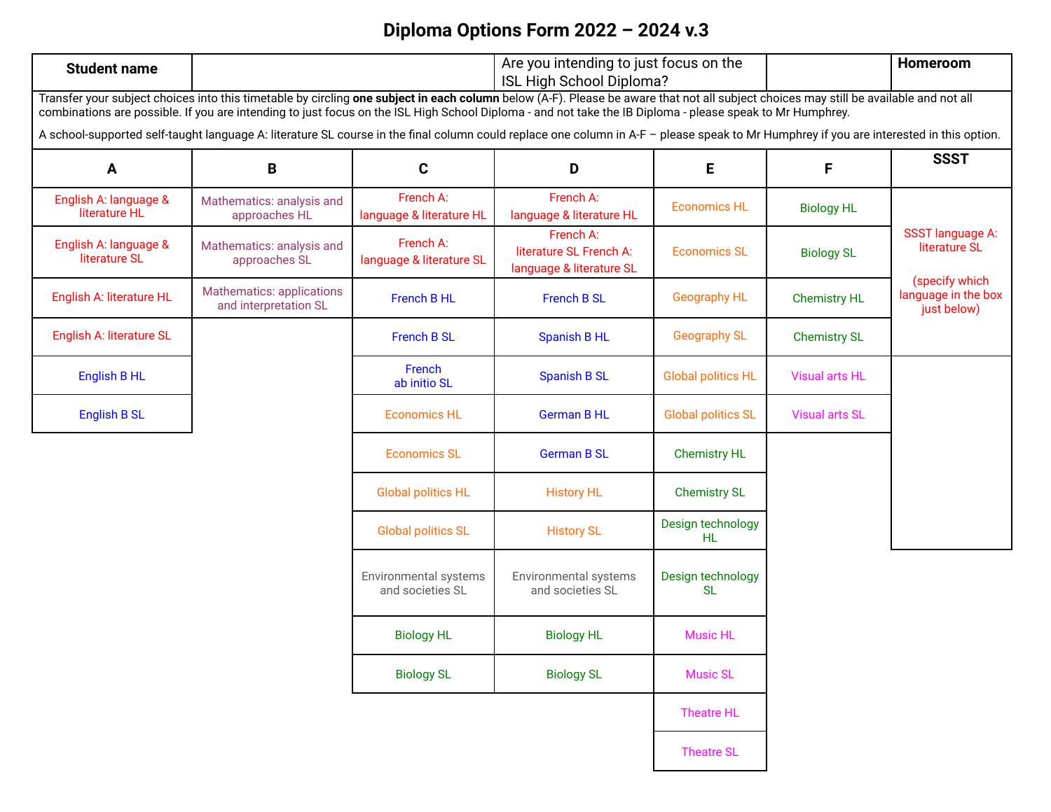# Diploma Options Form 2022 – 2024 v.3

| Student name | | Are you intending to just focus on the ISL High School Diploma? | | Homeroom |
|---|---|---|---|---|

Transfer your subject choices into this timetable by circling **one subject in each column** below (A-F). Please be aware that not all subject choices may still be available and not all combinations are possible. If you are intending to just focus on the ISL High School Diploma - and not take the IB Diploma - please speak to Mr Humphrey.

A school-supported self-taught language A: literature SL course in the final column could replace one column in A-F – please speak to Mr Humphrey if you are interested in this option.

| A | B | C | D | E | F | SSST |
|---|---|---|---|---|---|---|
| English A: language & literature HL | Mathematics: analysis and approaches HL | French A: language & literature HL | French A: language & literature HL | Economics HL | Biology HL | SSST language A: literature SL (specify which language in the box just below) |
| English A: language & literature SL | Mathematics: analysis and approaches SL | French A: language & literature SL | French A: literature SL French A: language & literature SL | Economics SL | Biology SL | |
| English A: literature HL | Mathematics: applications and interpretation SL | French B HL | French B SL | Geography HL | Chemistry HL | |
| English A: literature SL | | French B SL | Spanish B HL | Geography SL | Chemistry SL | |
| English B HL | | French ab initio SL | Spanish B SL | Global politics HL | Visual arts HL | |
| English B SL | | Economics HL | German B HL | Global politics SL | Visual arts SL | |
| | | Economics SL | German B SL | Chemistry HL | | |
| | | Global politics HL | History HL | Chemistry SL | | |
| | | Global politics SL | History SL | Design technology HL | | |
| | | Environmental systems and societies SL | Environmental systems and societies SL | Design technology SL | | |
| | | Biology HL | Biology HL | Music HL | | |
| | | Biology SL | Biology SL | Music SL | | |
| | | | | Theatre HL | | |
| | | | | Theatre SL | | |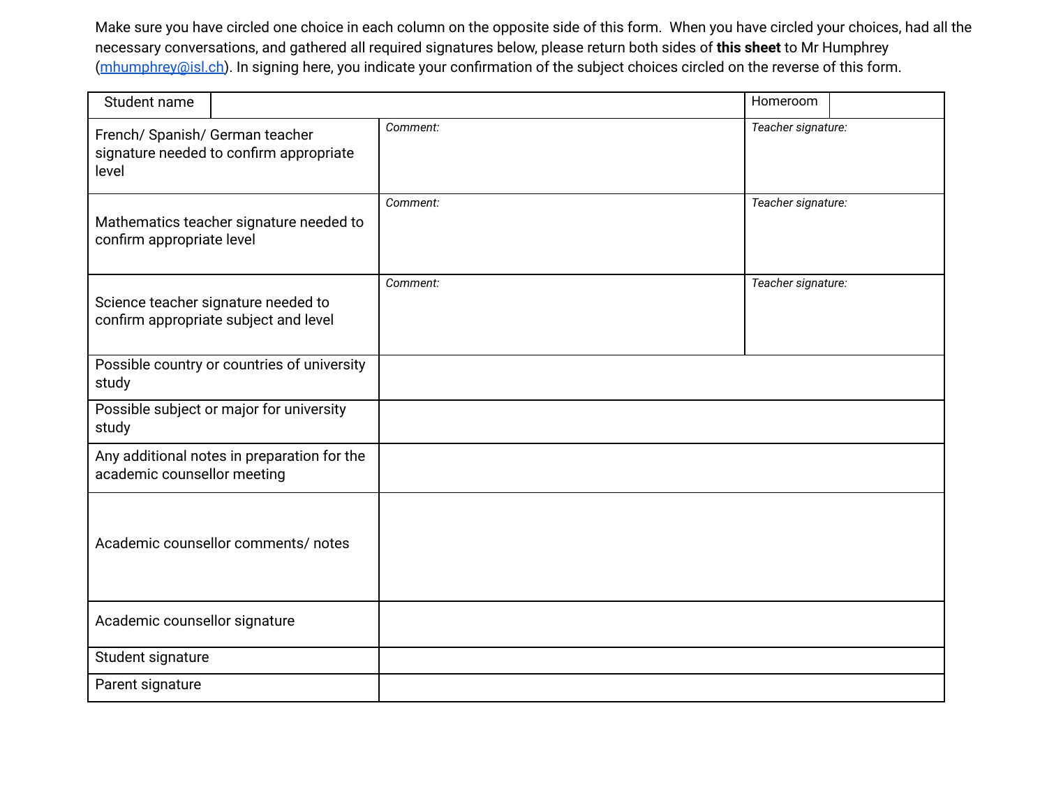Make sure you have circled one choice in each column on the opposite side of this form. When you have circled your choices, had all the necessary conversations, and gathered all required signatures below, please return both sides of **this sheet** to Mr Humphrey (mhumphrey@isl.ch). In signing here, you indicate your confirmation of the subject choices circled on the reverse of this form.

| | | | |
|---|---|---|---|
| Student name | | Homeroom | |
| French/ Spanish/ German teacher signature needed to confirm appropriate level | *Comment:* | *Teacher signature:* | |
| Mathematics teacher signature needed to confirm appropriate level | *Comment:* | *Teacher signature:* | |
| Science teacher signature needed to confirm appropriate subject and level | *Comment:* | *Teacher signature:* | |
| Possible country or countries of university study | | | |
| Possible subject or major for university study | | | |
| Any additional notes in preparation for the academic counsellor meeting | | | |
| Academic counsellor comments/ notes | | | |
| Academic counsellor signature | | | |
| Student signature | | | |
| Parent signature | | | |